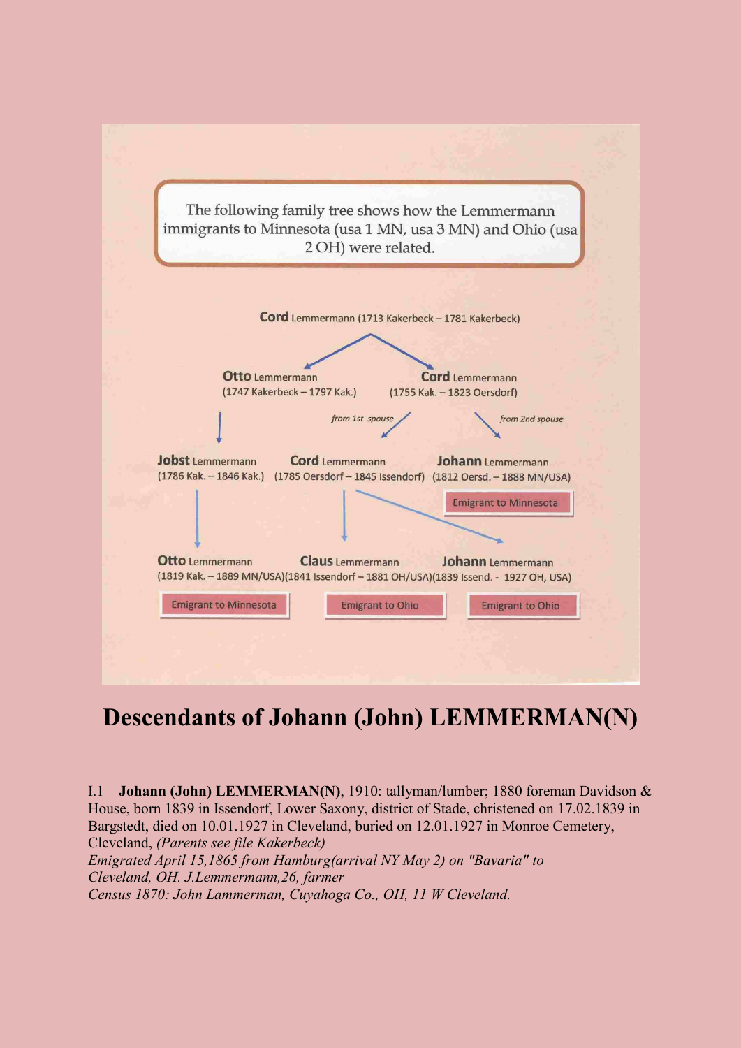The following family tree shows how the Lemmermann immigrants to Minnesota (usa 1 MN, usa 3 MN) and Ohio (usa 2 OH) were related.

**Cord** Lemmermann (1713 Kakerbeck – 1781 Kakerbeck)

**Otto** Lemmermann (1747 Kakerbeck – 1797 Kak.)

**Cord** Lemmermann (1755 Kak. – 1823 Oersdorf)

*from 1st spouse* · *from 2nd spouse*

**Jobst** Lemmermann (1786 Kak. – 1846 Kak.)

**Cord** Lemmermann (1785 Oersdorf – 1845 Issendorf)

**Johann** Lemmermann (1812 Oersd. – 1888 MN/USA) — Emigrant to Minnesota

**Otto** Lemmermann (1819 Kak. – 1889 MN/USA) — Emigrant to Minnesota

**Claus** Lemmermann (1841 Issendorf – 1881 OH/USA) — Emigrant to Ohio

**Johann** Lemmermann (1839 Issend. - 1927 OH, USA) — Emigrant to Ohio

# Descendants of Johann (John) LEMMERMAN(N)

I.1 **Johann (John) LEMMERMAN(N)**, 1910: tallyman/lumber; 1880 foreman Davidson & House, born 1839 in Issendorf, Lower Saxony, district of Stade, christened on 17.02.1839 in Bargstedt, died on 10.01.1927 in Cleveland, buried on 12.01.1927 in Monroe Cemetery, Cleveland, *(Parents see file Kakerbeck)*
*Emigrated April 15,1865 from Hamburg(arrival NY May 2) on "Bavaria" to Cleveland, OH. J.Lemmermann,26, farmer*
*Census 1870: John Lammerman, Cuyahoga Co., OH, 11 W Cleveland.*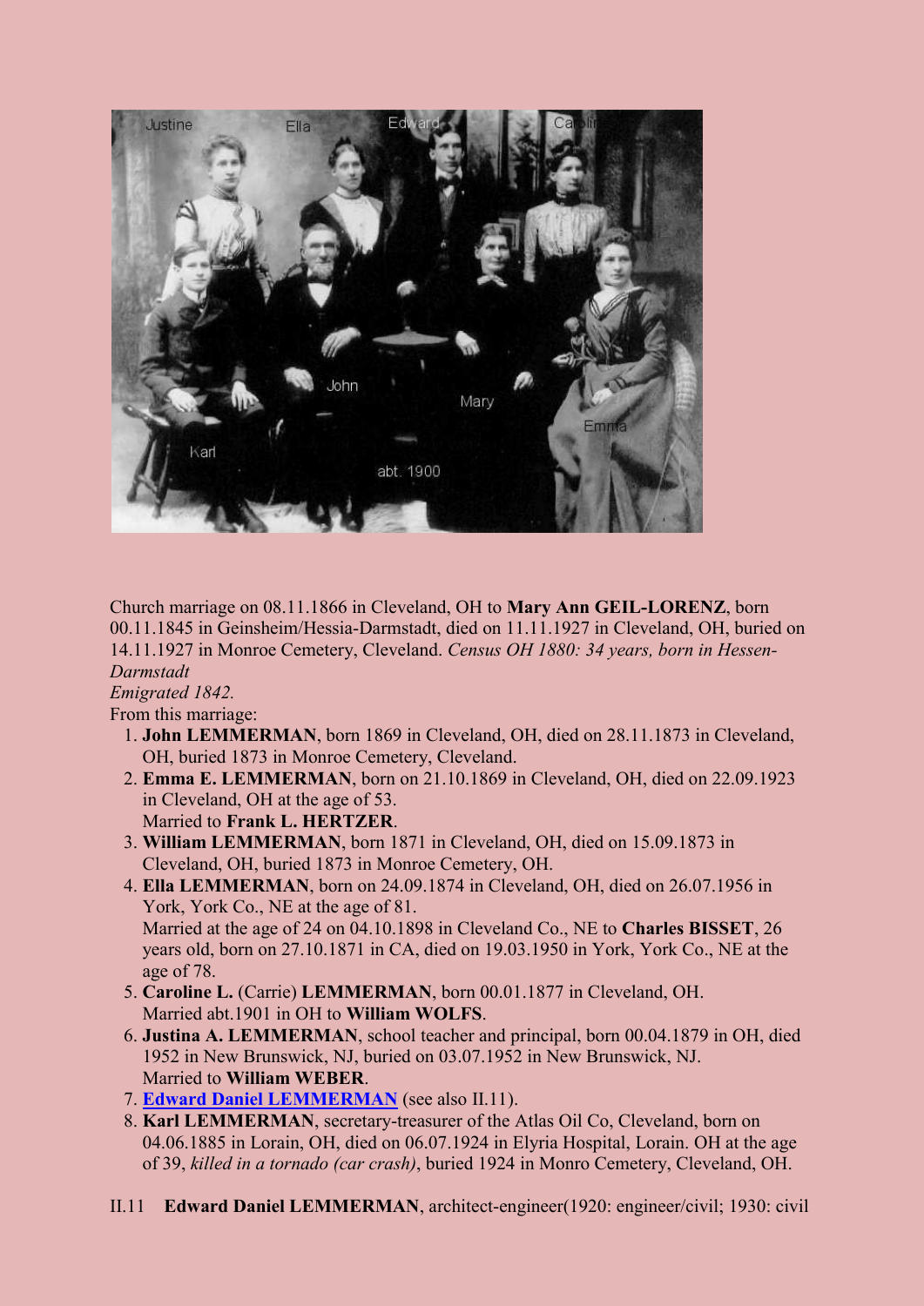Church marriage on 08.11.1866 in Cleveland, OH to **Mary Ann GEIL-LORENZ**, born 00.11.1845 in Geinsheim/Hessia-Darmstadt, died on 11.11.1927 in Cleveland, OH, buried on 14.11.1927 in Monroe Cemetery, Cleveland. *Census OH 1880: 34 years, born in Hessen-Darmstadt*
*Emigrated 1842.*
From this marriage:

1. **John LEMMERMAN**, born 1869 in Cleveland, OH, died on 28.11.1873 in Cleveland, OH, buried 1873 in Monroe Cemetery, Cleveland.
2. **Emma E. LEMMERMAN**, born on 21.10.1869 in Cleveland, OH, died on 22.09.1923 in Cleveland, OH at the age of 53.
   Married to **Frank L. HERTZER**.
3. **William LEMMERMAN**, born 1871 in Cleveland, OH, died on 15.09.1873 in Cleveland, OH, buried 1873 in Monroe Cemetery, OH.
4. **Ella LEMMERMAN**, born on 24.09.1874 in Cleveland, OH, died on 26.07.1956 in York, York Co., NE at the age of 81.
   Married at the age of 24 on 04.10.1898 in Cleveland Co., NE to **Charles BISSET**, 26 years old, born on 27.10.1871 in CA, died on 19.03.1950 in York, York Co., NE at the age of 78.
5. **Caroline L.** (Carrie) **LEMMERMAN**, born 00.01.1877 in Cleveland, OH.
   Married abt.1901 in OH to **William WOLFS**.
6. **Justina A. LEMMERMAN**, school teacher and principal, born 00.04.1879 in OH, died 1952 in New Brunswick, NJ, buried on 03.07.1952 in New Brunswick, NJ.
   Married to **William WEBER**.
7. **Edward Daniel LEMMERMAN** (see also II.11).
8. **Karl LEMMERMAN**, secretary-treasurer of the Atlas Oil Co, Cleveland, born on 04.06.1885 in Lorain, OH, died on 06.07.1924 in Elyria Hospital, Lorain. OH at the age of 39, *killed in a tornado (car crash)*, buried 1924 in Monro Cemetery, Cleveland, OH.

II.11 **Edward Daniel LEMMERMAN**, architect-engineer(1920: engineer/civil; 1930: civil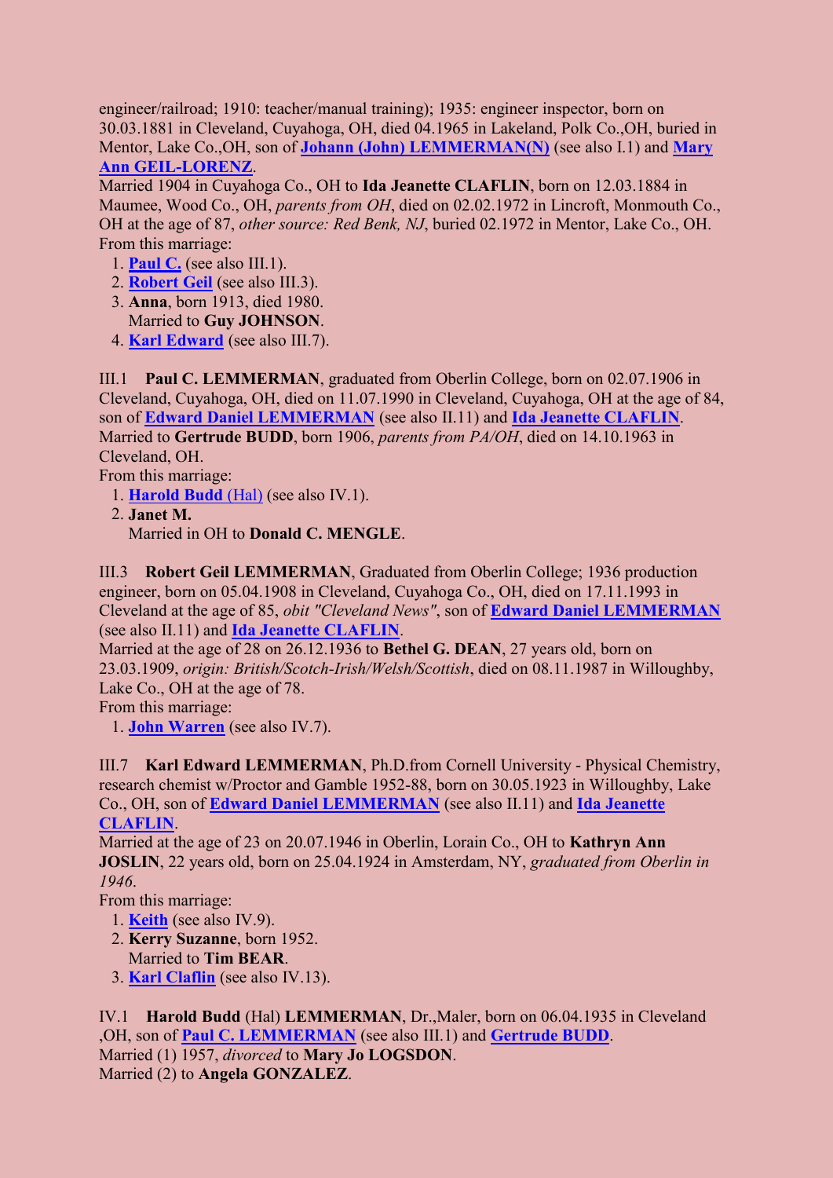engineer/railroad; 1910: teacher/manual training); 1935: engineer inspector, born on 30.03.1881 in Cleveland, Cuyahoga, OH, died 04.1965 in Lakeland, Polk Co.,OH, buried in Mentor, Lake Co.,OH, son of **Johann (John) LEMMERMAN(N)** (see also I.1) and **Mary Ann GEIL-LORENZ**.

Married 1904 in Cuyahoga Co., OH to **Ida Jeanette CLAFLIN**, born on 12.03.1884 in Maumee, Wood Co., OH, *parents from OH*, died on 02.02.1972 in Lincroft, Monmouth Co., OH at the age of 87, *other source: Red Benk, NJ*, buried 02.1972 in Mentor, Lake Co., OH.

From this marriage:

1. **Paul C.** (see also III.1).
2. **Robert Geil** (see also III.3).
3. **Anna**, born 1913, died 1980.
   Married to **Guy JOHNSON**.
4. **Karl Edward** (see also III.7).

III.1 **Paul C. LEMMERMAN**, graduated from Oberlin College, born on 02.07.1906 in Cleveland, Cuyahoga, OH, died on 11.07.1990 in Cleveland, Cuyahoga, OH at the age of 84, son of **Edward Daniel LEMMERMAN** (see also II.11) and **Ida Jeanette CLAFLIN**.

Married to **Gertrude BUDD**, born 1906, *parents from PA/OH*, died on 14.10.1963 in Cleveland, OH.

From this marriage:

1. **Harold Budd** (Hal) (see also IV.1).
2. **Janet M.**
   Married in OH to **Donald C. MENGLE**.

III.3 **Robert Geil LEMMERMAN**, Graduated from Oberlin College; 1936 production engineer, born on 05.04.1908 in Cleveland, Cuyahoga Co., OH, died on 17.11.1993 in Cleveland at the age of 85, *obit "Cleveland News"*, son of **Edward Daniel LEMMERMAN** (see also II.11) and **Ida Jeanette CLAFLIN**.

Married at the age of 28 on 26.12.1936 to **Bethel G. DEAN**, 27 years old, born on 23.03.1909, *origin: British/Scotch-Irish/Welsh/Scottish*, died on 08.11.1987 in Willoughby, Lake Co., OH at the age of 78.

From this marriage:

1. **John Warren** (see also IV.7).

III.7 **Karl Edward LEMMERMAN**, Ph.D.from Cornell University - Physical Chemistry, research chemist w/Proctor and Gamble 1952-88, born on 30.05.1923 in Willoughby, Lake Co., OH, son of **Edward Daniel LEMMERMAN** (see also II.11) and **Ida Jeanette CLAFLIN**.

Married at the age of 23 on 20.07.1946 in Oberlin, Lorain Co., OH to **Kathryn Ann JOSLIN**, 22 years old, born on 25.04.1924 in Amsterdam, NY, *graduated from Oberlin in 1946*.

From this marriage:

1. **Keith** (see also IV.9).
2. **Kerry Suzanne**, born 1952.
   Married to **Tim BEAR**.
3. **Karl Claflin** (see also IV.13).

IV.1 **Harold Budd** (Hal) **LEMMERMAN**, Dr.,Maler, born on 06.04.1935 in Cleveland ,OH, son of **Paul C. LEMMERMAN** (see also III.1) and **Gertrude BUDD**.

Married (1) 1957, *divorced* to **Mary Jo LOGSDON**.

Married (2) to **Angela GONZALEZ**.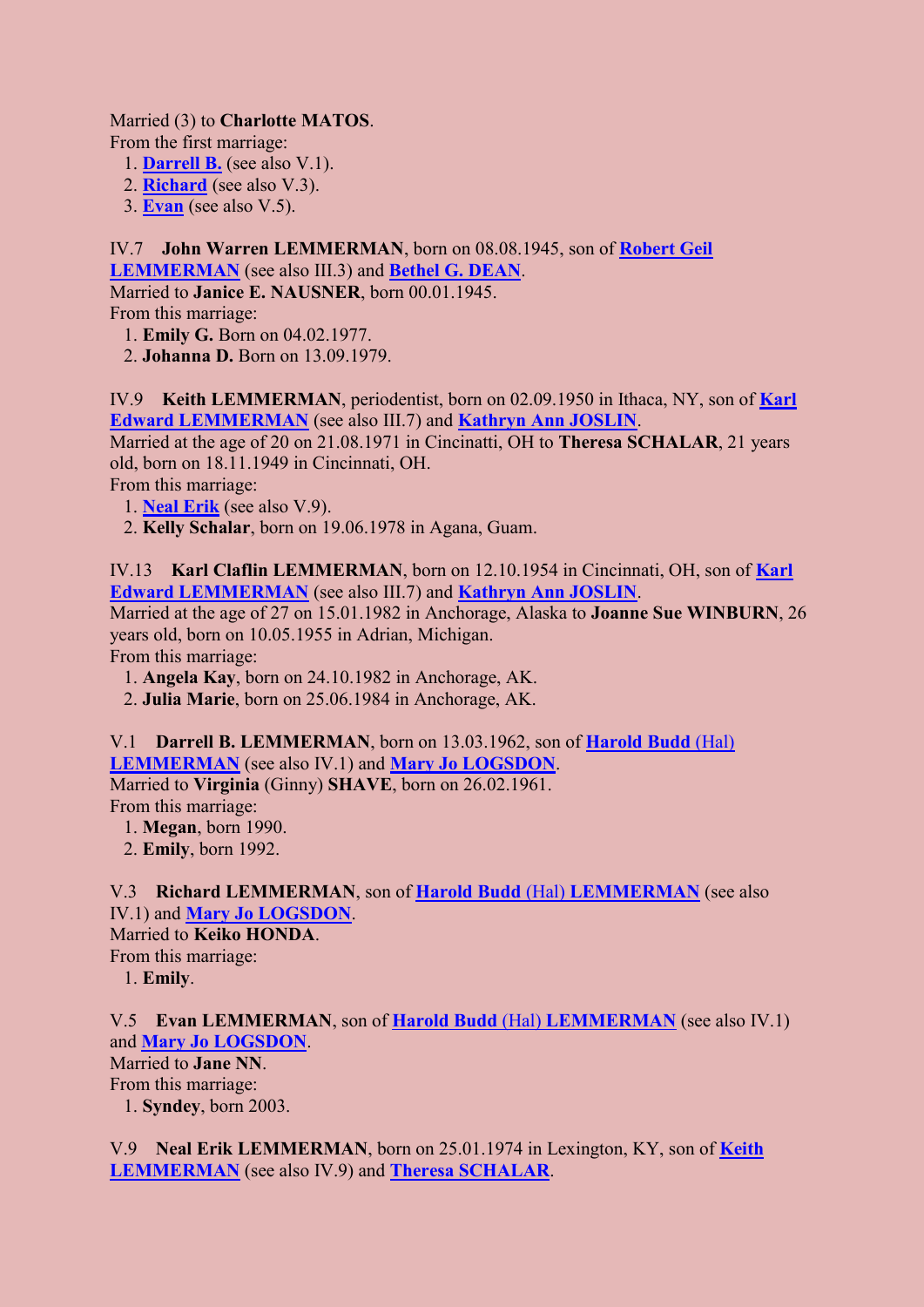Married (3) to **Charlotte MATOS**.
From the first marriage:

1. **Darrell B.** (see also V.1).
2. **Richard** (see also V.3).
3. **Evan** (see also V.5).

IV.7 **John Warren LEMMERMAN**, born on 08.08.1945, son of **Robert Geil LEMMERMAN** (see also III.3) and **Bethel G. DEAN**.
Married to **Janice E. NAUSNER**, born 00.01.1945.
From this marriage:

1. **Emily G.** Born on 04.02.1977.
2. **Johanna D.** Born on 13.09.1979.

IV.9 **Keith LEMMERMAN**, periodentist, born on 02.09.1950 in Ithaca, NY, son of **Karl Edward LEMMERMAN** (see also III.7) and **Kathryn Ann JOSLIN**.
Married at the age of 20 on 21.08.1971 in Cincinatti, OH to **Theresa SCHALAR**, 21 years old, born on 18.11.1949 in Cincinnati, OH.
From this marriage:

1. **Neal Erik** (see also V.9).
2. **Kelly Schalar**, born on 19.06.1978 in Agana, Guam.

IV.13 **Karl Claflin LEMMERMAN**, born on 12.10.1954 in Cincinnati, OH, son of **Karl Edward LEMMERMAN** (see also III.7) and **Kathryn Ann JOSLIN**.
Married at the age of 27 on 15.01.1982 in Anchorage, Alaska to **Joanne Sue WINBURN**, 26 years old, born on 10.05.1955 in Adrian, Michigan.
From this marriage:

1. **Angela Kay**, born on 24.10.1982 in Anchorage, AK.
2. **Julia Marie**, born on 25.06.1984 in Anchorage, AK.

V.1 **Darrell B. LEMMERMAN**, born on 13.03.1962, son of **Harold Budd (Hal) LEMMERMAN** (see also IV.1) and **Mary Jo LOGSDON**.
Married to **Virginia** (Ginny) **SHAVE**, born on 26.02.1961.
From this marriage:

1. **Megan**, born 1990.
2. **Emily**, born 1992.

V.3 **Richard LEMMERMAN**, son of **Harold Budd (Hal) LEMMERMAN** (see also IV.1) and **Mary Jo LOGSDON**.
Married to **Keiko HONDA**.
From this marriage:

1. **Emily**.

V.5 **Evan LEMMERMAN**, son of **Harold Budd (Hal) LEMMERMAN** (see also IV.1) and **Mary Jo LOGSDON**.
Married to **Jane NN**.
From this marriage:

1. **Syndey**, born 2003.

V.9 **Neal Erik LEMMERMAN**, born on 25.01.1974 in Lexington, KY, son of **Keith LEMMERMAN** (see also IV.9) and **Theresa SCHALAR**.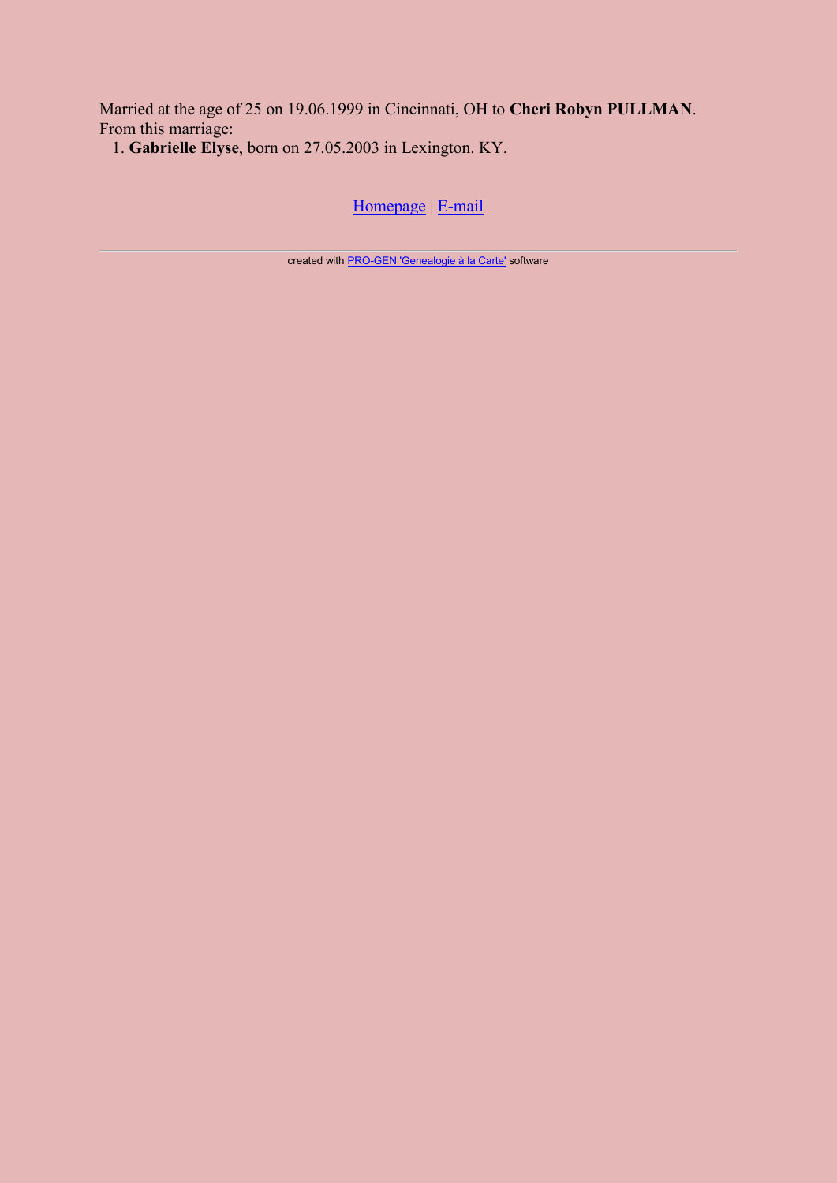Married at the age of 25 on 19.06.1999 in Cincinnati, OH to **Cheri Robyn PULLMAN**.
From this marriage:

1. **Gabrielle Elyse**, born on 27.05.2003 in Lexington. KY.

Homepage | E-mail

---

created with PRO-GEN 'Genealogie à la Carte' software